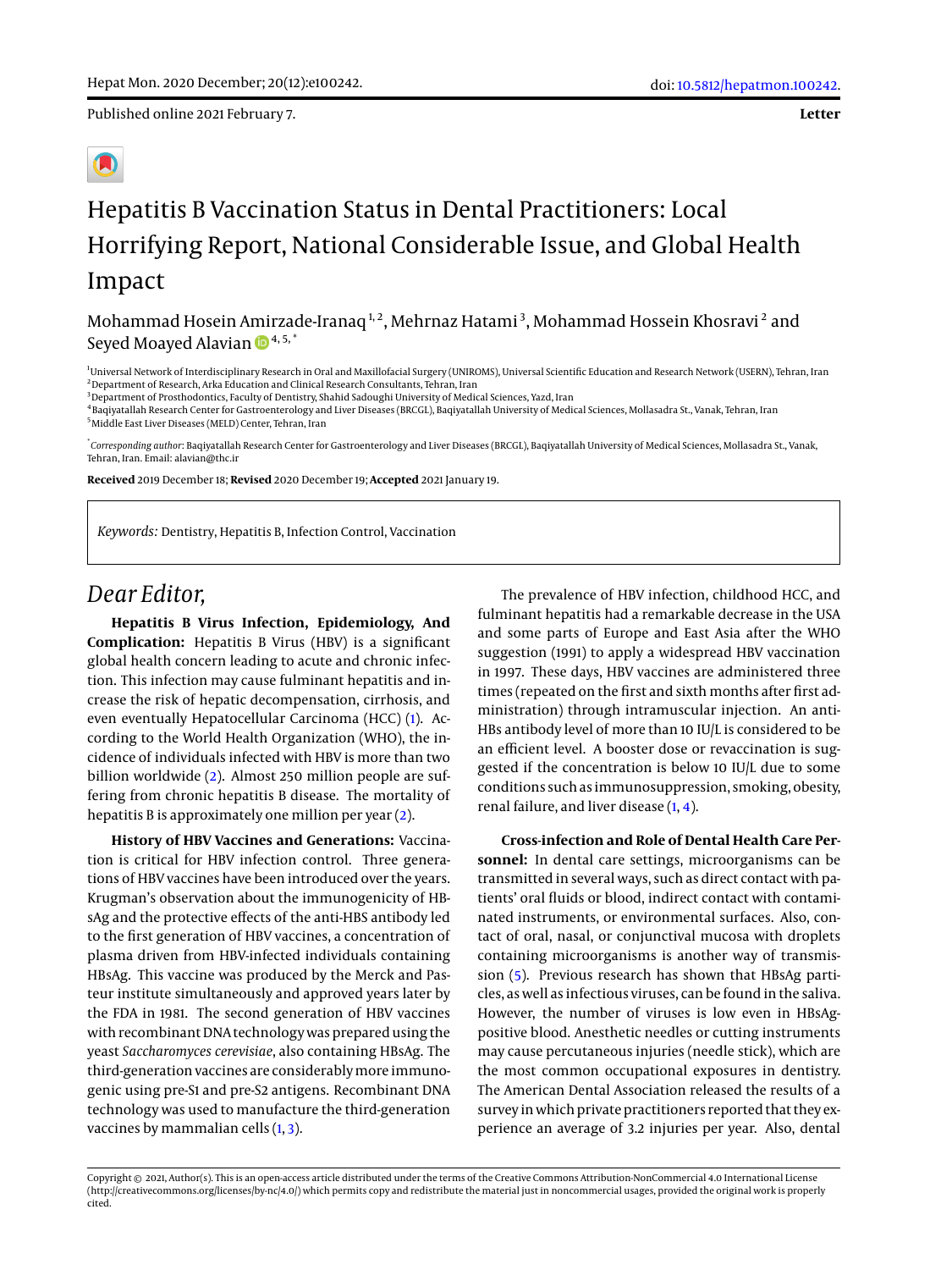Letter

# Hepatitis B Vaccination Status in Dental Practitioners: Local Horrifying Report, National Considerable Issue, and Global Health Impact

Mohammad Hosein Amirzade-Iranaq [1, 2], Mehrnaz Hatami [3], Mohammad Hossein Khosravi [2] and Seyed Moayed Alavian [4, 5, *]

[1] Universal Network of Interdisciplinary Research in Oral and Maxillofacial Surgery (UNIROMS), Universal Scientific Education and Research Network (USERN), Tehran, Iran
[2] Department of Research, Arka Education and Clinical Research Consultants, Tehran, Iran
[3] Department of Prosthodontics, Faculty of Dentistry, Shahid Sadoughi University of Medical Sciences, Yazd, Iran
[4] Baqiyatallah Research Center for Gastroenterology and Liver Diseases (BRCGL), Baqiyatallah University of Medical Sciences, Mollasadra St., Vanak, Tehran, Iran
[5] Middle East Liver Diseases (MELD) Center, Tehran, Iran

[*] *Corresponding author*: Baqiyatallah Research Center for Gastroenterology and Liver Diseases (BRCGL), Baqiyatallah University of Medical Sciences, Mollasadra St., Vanak, Tehran, Iran. Email: alavian@thc.ir

**Received** 2019 December 18; **Revised** 2020 December 19; **Accepted** 2021 January 19.

*Keywords:* Dentistry, Hepatitis B, Infection Control, Vaccination

## *Dear Editor,*

**Hepatitis B Virus Infection, Epidemiology, And Complication:** Hepatitis B Virus (HBV) is a significant global health concern leading to acute and chronic infection. This infection may cause fulminant hepatitis and increase the risk of hepatic decompensation, cirrhosis, and even eventually Hepatocellular Carcinoma (HCC) (1). According to the World Health Organization (WHO), the incidence of individuals infected with HBV is more than two billion worldwide (2). Almost 250 million people are suffering from chronic hepatitis B disease. The mortality of hepatitis B is approximately one million per year (2).

**History of HBV Vaccines and Generations:** Vaccination is critical for HBV infection control. Three generations of HBV vaccines have been introduced over the years. Krugman's observation about the immunogenicity of HBsAg and the protective effects of the anti-HBS antibody led to the first generation of HBV vaccines, a concentration of plasma driven from HBV-infected individuals containing HBsAg. This vaccine was produced by the Merck and Pasteur institute simultaneously and approved years later by the FDA in 1981. The second generation of HBV vaccines with recombinant DNA technology was prepared using the yeast *Saccharomyces cerevisiae*, also containing HBsAg. The third-generation vaccines are considerably more immunogenic using pre-S1 and pre-S2 antigens. Recombinant DNA technology was used to manufacture the third-generation vaccines by mammalian cells (1, 3).

The prevalence of HBV infection, childhood HCC, and fulminant hepatitis had a remarkable decrease in the USA and some parts of Europe and East Asia after the WHO suggestion (1991) to apply a widespread HBV vaccination in 1997. These days, HBV vaccines are administered three times (repeated on the first and sixth months after first administration) through intramuscular injection. An anti-HBs antibody level of more than 10 IU/L is considered to be an efficient level. A booster dose or revaccination is suggested if the concentration is below 10 IU/L due to some conditions such as immunosuppression, smoking, obesity, renal failure, and liver disease (1, 4).

**Cross-infection and Role of Dental Health Care Personnel:** In dental care settings, microorganisms can be transmitted in several ways, such as direct contact with patients' oral fluids or blood, indirect contact with contaminated instruments, or environmental surfaces. Also, contact of oral, nasal, or conjunctival mucosa with droplets containing microorganisms is another way of transmission (5). Previous research has shown that HBsAg particles, as well as infectious viruses, can be found in the saliva. However, the number of viruses is low even in HBsAg-positive blood. Anesthetic needles or cutting instruments may cause percutaneous injuries (needle stick), which are the most common occupational exposures in dentistry. The American Dental Association released the results of a survey in which private practitioners reported that they experience an average of 3.2 injuries per year. Also, dental

Copyright © 2021, Author(s). This is an open-access article distributed under the terms of the Creative Commons Attribution-NonCommercial 4.0 International License (http://creativecommons.org/licenses/by-nc/4.0/) which permits copy and redistribute the material just in noncommercial usages, provided the original work is properly cited.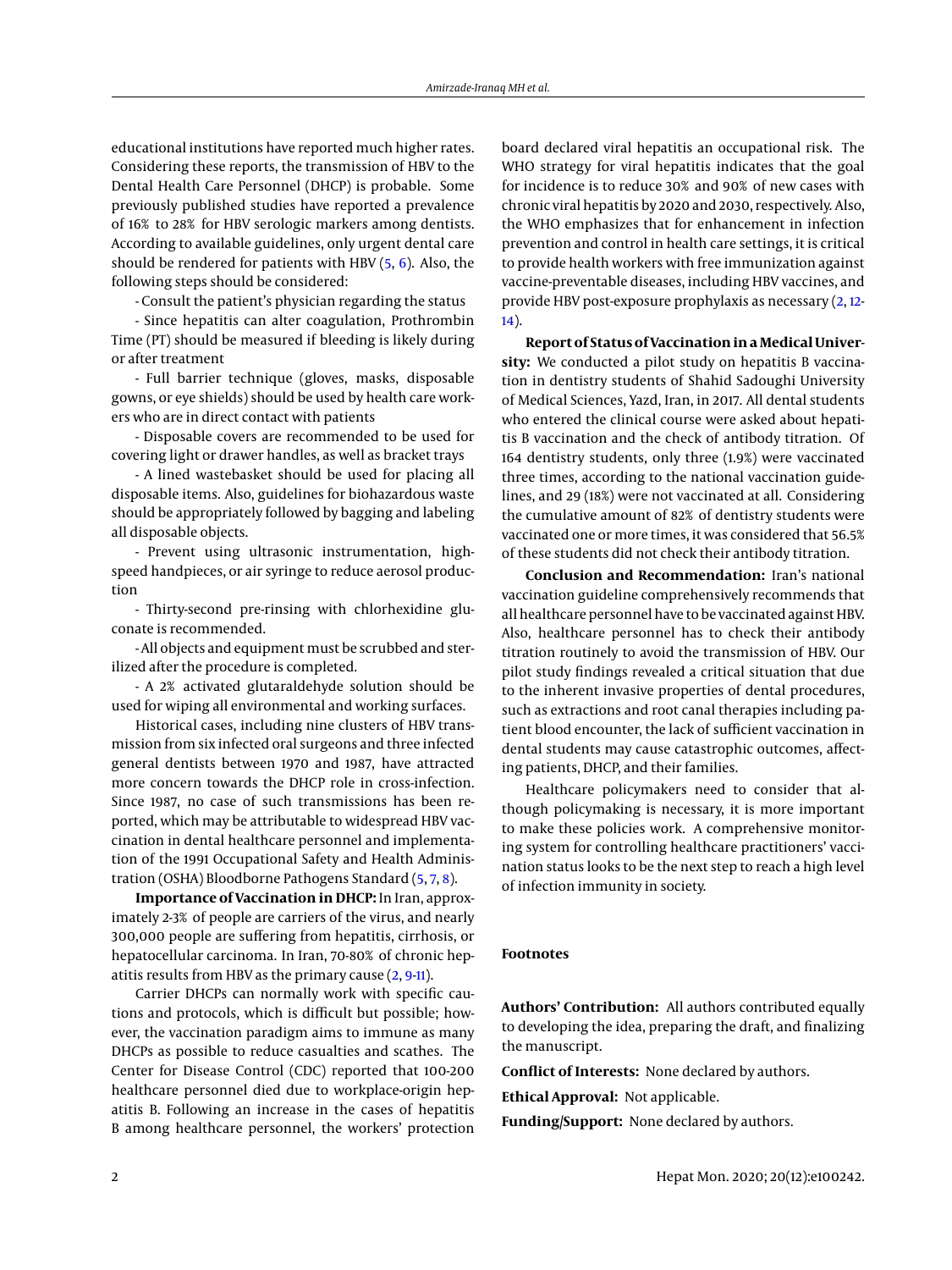educational institutions have reported much higher rates. Considering these reports, the transmission of HBV to the Dental Health Care Personnel (DHCP) is probable. Some previously published studies have reported a prevalence of 16% to 28% for HBV serologic markers among dentists. According to available guidelines, only urgent dental care should be rendered for patients with HBV (5, 6). Also, the following steps should be considered:

- Consult the patient's physician regarding the status

- Since hepatitis can alter coagulation, Prothrombin Time (PT) should be measured if bleeding is likely during or after treatment

- Full barrier technique (gloves, masks, disposable gowns, or eye shields) should be used by health care workers who are in direct contact with patients

- Disposable covers are recommended to be used for covering light or drawer handles, as well as bracket trays

- A lined wastebasket should be used for placing all disposable items. Also, guidelines for biohazardous waste should be appropriately followed by bagging and labeling all disposable objects.

- Prevent using ultrasonic instrumentation, high-speed handpieces, or air syringe to reduce aerosol production

- Thirty-second pre-rinsing with chlorhexidine gluconate is recommended.

- All objects and equipment must be scrubbed and sterilized after the procedure is completed.

- A 2% activated glutaraldehyde solution should be used for wiping all environmental and working surfaces.

Historical cases, including nine clusters of HBV transmission from six infected oral surgeons and three infected general dentists between 1970 and 1987, have attracted more concern towards the DHCP role in cross-infection. Since 1987, no case of such transmissions has been reported, which may be attributable to widespread HBV vaccination in dental healthcare personnel and implementation of the 1991 Occupational Safety and Health Administration (OSHA) Bloodborne Pathogens Standard (5, 7, 8).

**Importance of Vaccination in DHCP:** In Iran, approximately 2-3% of people are carriers of the virus, and nearly 300,000 people are suffering from hepatitis, cirrhosis, or hepatocellular carcinoma. In Iran, 70-80% of chronic hepatitis results from HBV as the primary cause (2, 9-11).

Carrier DHCPs can normally work with specific cautions and protocols, which is difficult but possible; however, the vaccination paradigm aims to immune as many DHCPs as possible to reduce casualties and scathes. The Center for Disease Control (CDC) reported that 100-200 healthcare personnel died due to workplace-origin hepatitis B. Following an increase in the cases of hepatitis B among healthcare personnel, the workers' protection board declared viral hepatitis an occupational risk. The WHO strategy for viral hepatitis indicates that the goal for incidence is to reduce 30% and 90% of new cases with chronic viral hepatitis by 2020 and 2030, respectively. Also, the WHO emphasizes that for enhancement in infection prevention and control in health care settings, it is critical to provide health workers with free immunization against vaccine-preventable diseases, including HBV vaccines, and provide HBV post-exposure prophylaxis as necessary (2, 12-14).

**Report of Status of Vaccination in a Medical University:** We conducted a pilot study on hepatitis B vaccination in dentistry students of Shahid Sadoughi University of Medical Sciences, Yazd, Iran, in 2017. All dental students who entered the clinical course were asked about hepatitis B vaccination and the check of antibody titration. Of 164 dentistry students, only three (1.9%) were vaccinated three times, according to the national vaccination guidelines, and 29 (18%) were not vaccinated at all. Considering the cumulative amount of 82% of dentistry students were vaccinated one or more times, it was considered that 56.5% of these students did not check their antibody titration.

**Conclusion and Recommendation:** Iran's national vaccination guideline comprehensively recommends that all healthcare personnel have to be vaccinated against HBV. Also, healthcare personnel has to check their antibody titration routinely to avoid the transmission of HBV. Our pilot study findings revealed a critical situation that due to the inherent invasive properties of dental procedures, such as extractions and root canal therapies including patient blood encounter, the lack of sufficient vaccination in dental students may cause catastrophic outcomes, affecting patients, DHCP, and their families.

Healthcare policymakers need to consider that although policymaking is necessary, it is more important to make these policies work. A comprehensive monitoring system for controlling healthcare practitioners' vaccination status looks to be the next step to reach a high level of infection immunity in society.

## Footnotes

**Authors' Contribution:** All authors contributed equally to developing the idea, preparing the draft, and finalizing the manuscript.

**Conflict of Interests:** None declared by authors.

**Ethical Approval:** Not applicable.

**Funding/Support:** None declared by authors.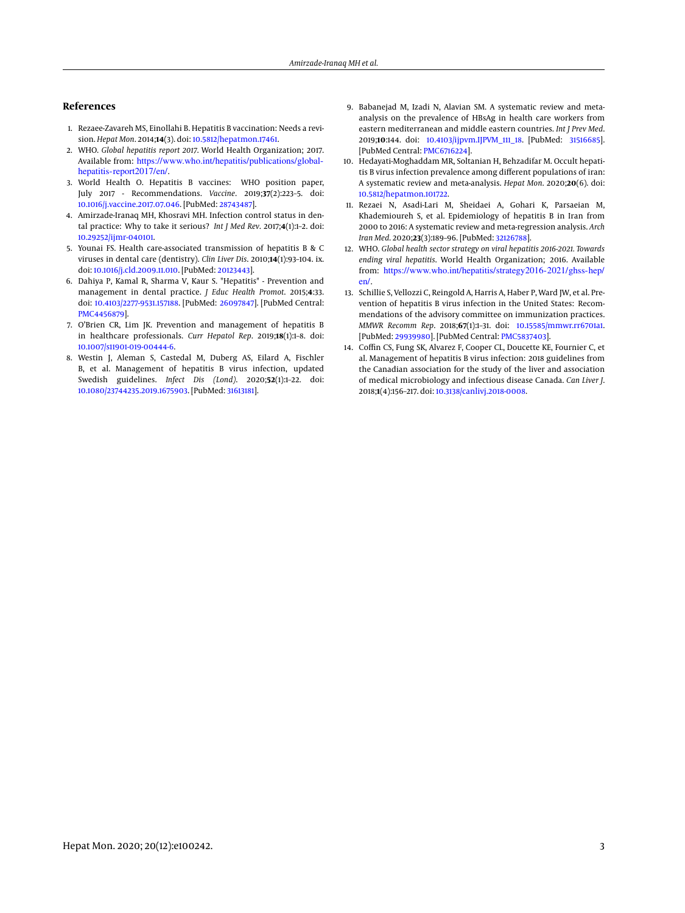## References

1. Rezaee-Zavareh MS, Einollahi B. Hepatitis B vaccination: Needs a revision. *Hepat Mon*. 2014;**14**(3). doi: 10.5812/hepatmon.17461.
2. WHO. *Global hepatitis report 2017*. World Health Organization; 2017. Available from: https://www.who.int/hepatitis/publications/global-hepatitis-report2017/en/.
3. World Health O. Hepatitis B vaccines: WHO position paper, July 2017 - Recommendations. *Vaccine*. 2019;**37**(2):223–5. doi: 10.1016/j.vaccine.2017.07.046. [PubMed: 28743487].
4. Amirzade-Iranaq MH, Khosravi MH. Infection control status in dental practice: Why to take it serious? *Int J Med Rev*. 2017;**4**(1):1–2. doi: 10.29252/ijmr-040101.
5. Younai FS. Health care-associated transmission of hepatitis B & C viruses in dental care (dentistry). *Clin Liver Dis*. 2010;**14**(1):93–104. ix. doi: 10.1016/j.cld.2009.11.010. [PubMed: 20123443].
6. Dahiya P, Kamal R, Sharma V, Kaur S. "Hepatitis" - Prevention and management in dental practice. *J Educ Health Promot*. 2015;**4**:33. doi: 10.4103/2277-9531.157188. [PubMed: 26097847]. [PubMed Central: PMC4456879].
7. O'Brien CR, Lim JK. Prevention and management of hepatitis B in healthcare professionals. *Curr Hepatol Rep*. 2019;**18**(1):1–8. doi: 10.1007/s11901-019-00444-6.
8. Westin J, Aleman S, Castedal M, Duberg AS, Eilard A, Fischler B, et al. Management of hepatitis B virus infection, updated Swedish guidelines. *Infect Dis (Lond)*. 2020;**52**(1):1–22. doi: 10.1080/23744235.2019.1675903. [PubMed: 31613181].
9. Babanejad M, Izadi N, Alavian SM. A systematic review and meta-analysis on the prevalence of HBsAg in health care workers from eastern mediterranean and middle eastern countries. *Int J Prev Med*. 2019;**10**:144. doi: 10.4103/ijpvm.IJPVM_111_18. [PubMed: 31516685]. [PubMed Central: PMC6716224].
10. Hedayati-Moghaddam MR, Soltanian H, Behzadifar M. Occult hepatitis B virus infection prevalence among different populations of iran: A systematic review and meta-analysis. *Hepat Mon*. 2020;**20**(6). doi: 10.5812/hepatmon.101722.
11. Rezaei N, Asadi-Lari M, Sheidaei A, Gohari K, Parsaeian M, Khademioureh S, et al. Epidemiology of hepatitis B in Iran from 2000 to 2016: A systematic review and meta-regression analysis. *Arch Iran Med*. 2020;**23**(3):189–96. [PubMed: 32126788].
12. WHO. *Global health sector strategy on viral hepatitis 2016-2021. Towards ending viral hepatitis*. World Health Organization; 2016. Available from: https://www.who.int/hepatitis/strategy2016-2021/ghss-hep/en/.
13. Schillie S, Vellozzi C, Reingold A, Harris A, Haber P, Ward JW, et al. Prevention of hepatitis B virus infection in the United States: Recommendations of the advisory committee on immunization practices. *MMWR Recomm Rep*. 2018;**67**(1):1–31. doi: 10.15585/mmwr.rr6701a1. [PubMed: 29939980]. [PubMed Central: PMC5837403].
14. Coffin CS, Fung SK, Alvarez F, Cooper CL, Doucette KE, Fournier C, et al. Management of hepatitis B virus infection: 2018 guidelines from the Canadian association for the study of the liver and association of medical microbiology and infectious disease Canada. *Can Liver J*. 2018;**1**(4):156–217. doi: 10.3138/canlivj.2018-0008.